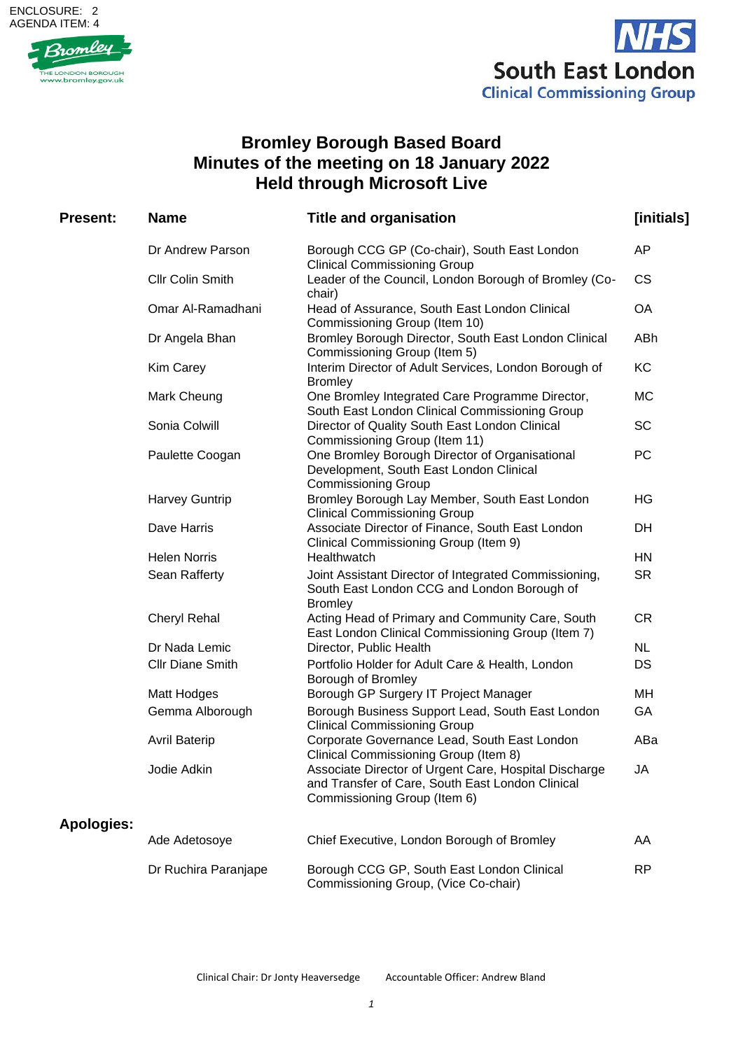ENCLOSURE: 2
AGENDA ITEM: 4

# Bromley Borough Based Board
## Minutes of the meeting on 18 January 2022
## Held through Microsoft Live

| Present: | Name | Title and organisation | [initials] |
|---|---|---|---|
| | Dr Andrew Parson | Borough CCG GP (Co-chair), South East London Clinical Commissioning Group | AP |
| | Cllr Colin Smith | Leader of the Council, London Borough of Bromley (Co-chair) | CS |
| | Omar Al-Ramadhani | Head of Assurance, South East London Clinical Commissioning Group (Item 10) | OA |
| | Dr Angela Bhan | Bromley Borough Director, South East London Clinical Commissioning Group (Item 5) | ABh |
| | Kim Carey | Interim Director of Adult Services, London Borough of Bromley | KC |
| | Mark Cheung | One Bromley Integrated Care Programme Director, South East London Clinical Commissioning Group | MC |
| | Sonia Colwill | Director of Quality South East London Clinical Commissioning Group (Item 11) | SC |
| | Paulette Coogan | One Bromley Borough Director of Organisational Development, South East London Clinical Commissioning Group | PC |
| | Harvey Guntrip | Bromley Borough Lay Member, South East London Clinical Commissioning Group | HG |
| | Dave Harris | Associate Director of Finance, South East London Clinical Commissioning Group (Item 9) | DH |
| | Helen Norris | Healthwatch | HN |
| | Sean Rafferty | Joint Assistant Director of Integrated Commissioning, South East London CCG and London Borough of Bromley | SR |
| | Cheryl Rehal | Acting Head of Primary and Community Care, South East London Clinical Commissioning Group (Item 7) | CR |
| | Dr Nada Lemic | Director, Public Health | NL |
| | Cllr Diane Smith | Portfolio Holder for Adult Care & Health, London Borough of Bromley | DS |
| | Matt Hodges | Borough GP Surgery IT Project Manager | MH |
| | Gemma Alborough | Borough Business Support Lead, South East London Clinical Commissioning Group | GA |
| | Avril Baterip | Corporate Governance Lead, South East London Clinical Commissioning Group (Item 8) | ABa |
| | Jodie Adkin | Associate Director of Urgent Care, Hospital Discharge and Transfer of Care, South East London Clinical Commissioning Group (Item 6) | JA |
| **Apologies:** | | | |
| | Ade Adetosoye | Chief Executive, London Borough of Bromley | AA |
| | Dr Ruchira Paranjape | Borough CCG GP, South East London Clinical Commissioning Group, (Vice Co-chair) | RP |

Clinical Chair: Dr Jonty Heaversedge    Accountable Officer: Andrew Bland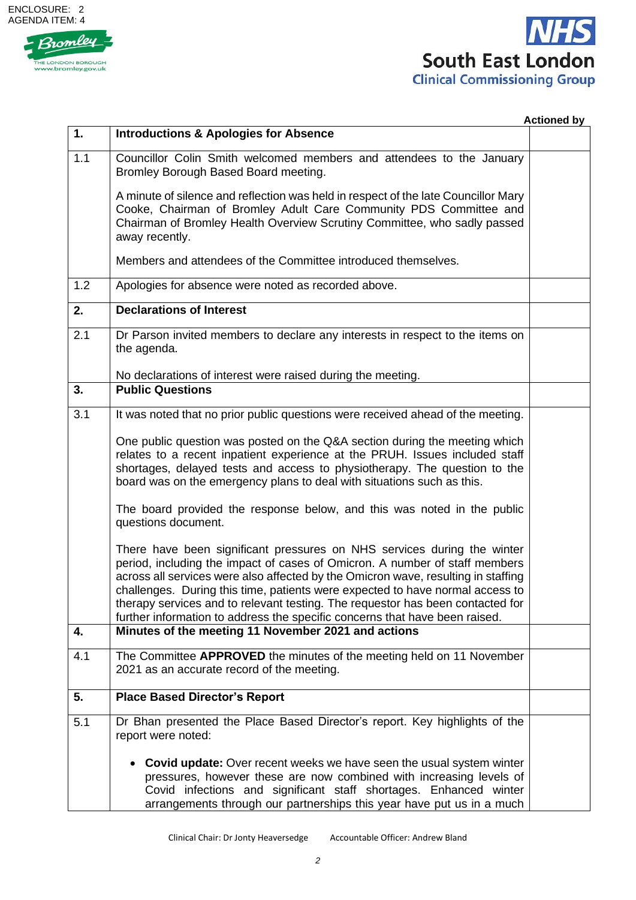ENCLOSURE: 2
AGENDA ITEM: 4

| | | Actioned by |
|---|---|---|
| **1.** | **Introductions & Apologies for Absence** | |
| 1.1 | Councillor Colin Smith welcomed members and attendees to the January Bromley Borough Based Board meeting.<br><br>A minute of silence and reflection was held in respect of the late Councillor Mary Cooke, Chairman of Bromley Adult Care Community PDS Committee and Chairman of Bromley Health Overview Scrutiny Committee, who sadly passed away recently.<br><br>Members and attendees of the Committee introduced themselves. | |
| 1.2 | Apologies for absence were noted as recorded above. | |
| **2.** | **Declarations of Interest** | |
| 2.1 | Dr Parson invited members to declare any interests in respect to the items on the agenda.<br><br>No declarations of interest were raised during the meeting. | |
| **3.** | **Public Questions** | |
| 3.1 | It was noted that no prior public questions were received ahead of the meeting.<br><br>One public question was posted on the Q&A section during the meeting which relates to a recent inpatient experience at the PRUH. Issues included staff shortages, delayed tests and access to physiotherapy. The question to the board was on the emergency plans to deal with situations such as this.<br><br>The board provided the response below, and this was noted in the public questions document.<br><br>There have been significant pressures on NHS services during the winter period, including the impact of cases of Omicron. A number of staff members across all services were also affected by the Omicron wave, resulting in staffing challenges. During this time, patients were expected to have normal access to therapy services and to relevant testing. The requestor has been contacted for further information to address the specific concerns that have been raised. | |
| **4.** | **Minutes of the meeting 11 November 2021 and actions** | |
| 4.1 | The Committee **APPROVED** the minutes of the meeting held on 11 November 2021 as an accurate record of the meeting. | |
| **5.** | **Place Based Director's Report** | |
| 5.1 | Dr Bhan presented the Place Based Director's report. Key highlights of the report were noted:<br><br>• **Covid update:** Over recent weeks we have seen the usual system winter pressures, however these are now combined with increasing levels of Covid infections and significant staff shortages. Enhanced winter arrangements through our partnerships this year have put us in a much | |

Clinical Chair: Dr Jonty Heaversedge Accountable Officer: Andrew Bland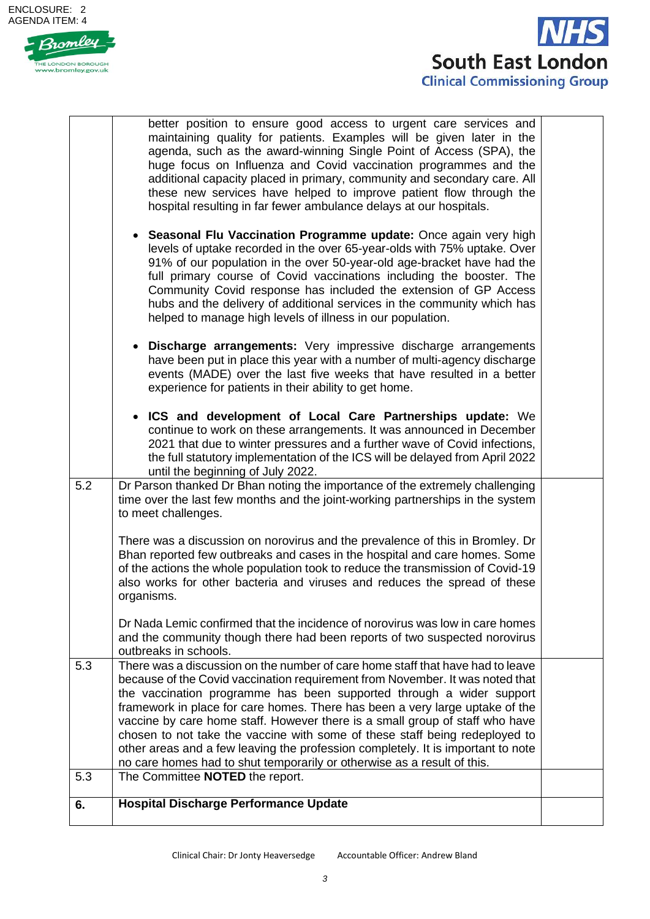| | | |
|---|---|---|
| | better position to ensure good access to urgent care services and maintaining quality for patients. Examples will be given later in the agenda, such as the award-winning Single Point of Access (SPA), the huge focus on Influenza and Covid vaccination programmes and the additional capacity placed in primary, community and secondary care. All these new services have helped to improve patient flow through the hospital resulting in far fewer ambulance delays at our hospitals.<br><br>• **Seasonal Flu Vaccination Programme update:** Once again very high levels of uptake recorded in the over 65-year-olds with 75% uptake. Over 91% of our population in the over 50-year-old age-bracket have had the full primary course of Covid vaccinations including the booster. The Community Covid response has included the extension of GP Access hubs and the delivery of additional services in the community which has helped to manage high levels of illness in our population.<br><br>• **Discharge arrangements:** Very impressive discharge arrangements have been put in place this year with a number of multi-agency discharge events (MADE) over the last five weeks that have resulted in a better experience for patients in their ability to get home.<br><br>• **ICS and development of Local Care Partnerships update:** We continue to work on these arrangements. It was announced in December 2021 that due to winter pressures and a further wave of Covid infections, the full statutory implementation of the ICS will be delayed from April 2022 until the beginning of July 2022. | |
| 5.2 | Dr Parson thanked Dr Bhan noting the importance of the extremely challenging time over the last few months and the joint-working partnerships in the system to meet challenges.<br><br>There was a discussion on norovirus and the prevalence of this in Bromley. Dr Bhan reported few outbreaks and cases in the hospital and care homes. Some of the actions the whole population took to reduce the transmission of Covid-19 also works for other bacteria and viruses and reduces the spread of these organisms.<br><br>Dr Nada Lemic confirmed that the incidence of norovirus was low in care homes and the community though there had been reports of two suspected norovirus outbreaks in schools. | |
| 5.3 | There was a discussion on the number of care home staff that have had to leave because of the Covid vaccination requirement from November. It was noted that the vaccination programme has been supported through a wider support framework in place for care homes. There has been a very large uptake of the vaccine by care home staff. However there is a small group of staff who have chosen to not take the vaccine with some of these staff being redeployed to other areas and a few leaving the profession completely. It is important to note no care homes had to shut temporarily or otherwise as a result of this. | |
| 5.3 | The Committee **NOTED** the report. | |
| **6.** | **Hospital Discharge Performance Update** | |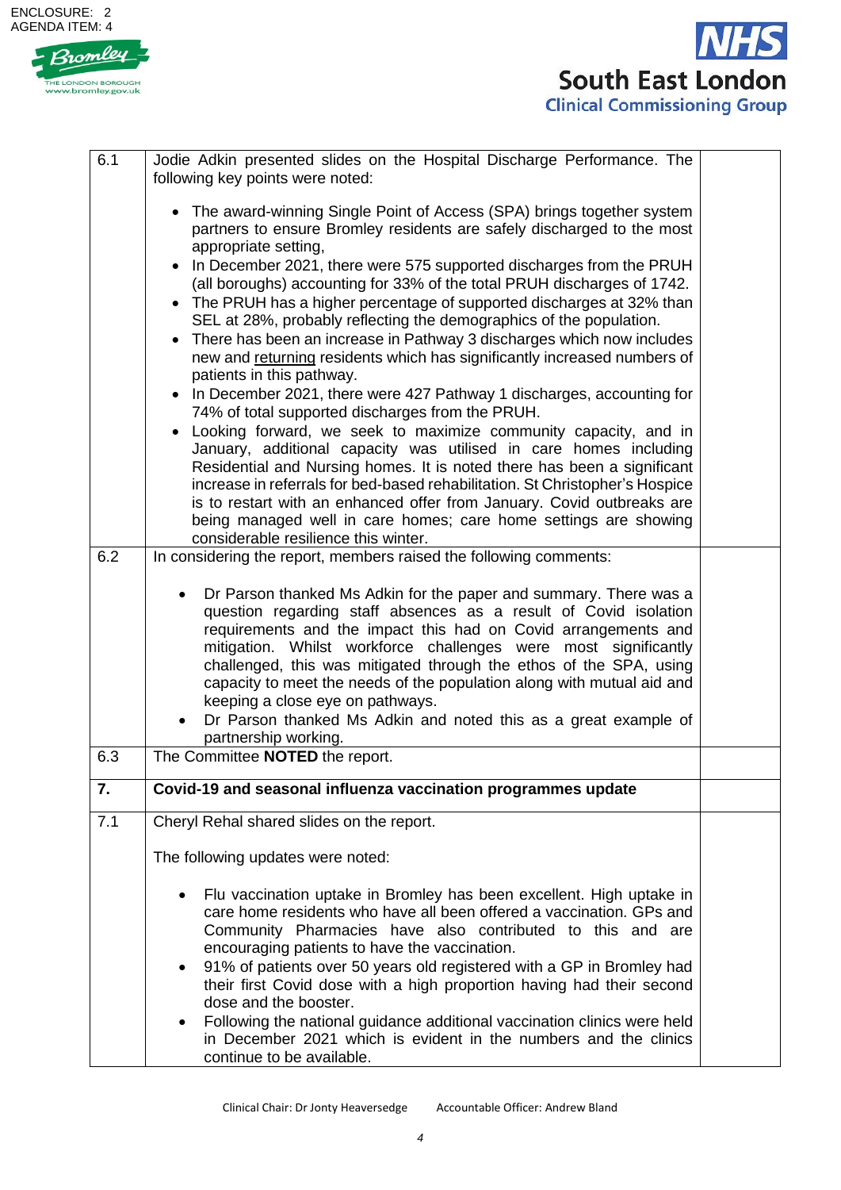ENCLOSURE: 2
AGENDA ITEM: 4

| | | |
|---|---|---|
| 6.1 | Jodie Adkin presented slides on the Hospital Discharge Performance. The following key points were noted:<br><br>• The award-winning Single Point of Access (SPA) brings together system partners to ensure Bromley residents are safely discharged to the most appropriate setting,<br>• In December 2021, there were 575 supported discharges from the PRUH (all boroughs) accounting for 33% of the total PRUH discharges of 1742.<br>• The PRUH has a higher percentage of supported discharges at 32% than SEL at 28%, probably reflecting the demographics of the population.<br>• There has been an increase in Pathway 3 discharges which now includes new and returning residents which has significantly increased numbers of patients in this pathway.<br>• In December 2021, there were 427 Pathway 1 discharges, accounting for 74% of total supported discharges from the PRUH.<br>• Looking forward, we seek to maximize community capacity, and in January, additional capacity was utilised in care homes including Residential and Nursing homes. It is noted there has been a significant increase in referrals for bed-based rehabilitation. St Christopher's Hospice is to restart with an enhanced offer from January. Covid outbreaks are being managed well in care homes; care home settings are showing considerable resilience this winter. | |
| 6.2 | In considering the report, members raised the following comments:<br><br>• Dr Parson thanked Ms Adkin for the paper and summary. There was a question regarding staff absences as a result of Covid isolation requirements and the impact this had on Covid arrangements and mitigation. Whilst workforce challenges were most significantly challenged, this was mitigated through the ethos of the SPA, using capacity to meet the needs of the population along with mutual aid and keeping a close eye on pathways.<br>• Dr Parson thanked Ms Adkin and noted this as a great example of partnership working. | |
| 6.3 | The Committee **NOTED** the report. | |
| **7.** | **Covid-19 and seasonal influenza vaccination programmes update** | |
| 7.1 | Cheryl Rehal shared slides on the report.<br><br>The following updates were noted:<br><br>• Flu vaccination uptake in Bromley has been excellent. High uptake in care home residents who have all been offered a vaccination. GPs and Community Pharmacies have also contributed to this and are encouraging patients to have the vaccination.<br>• 91% of patients over 50 years old registered with a GP in Bromley had their first Covid dose with a high proportion having had their second dose and the booster.<br>• Following the national guidance additional vaccination clinics were held in December 2021 which is evident in the numbers and the clinics continue to be available. | |

Clinical Chair: Dr Jonty Heaversedge Accountable Officer: Andrew Bland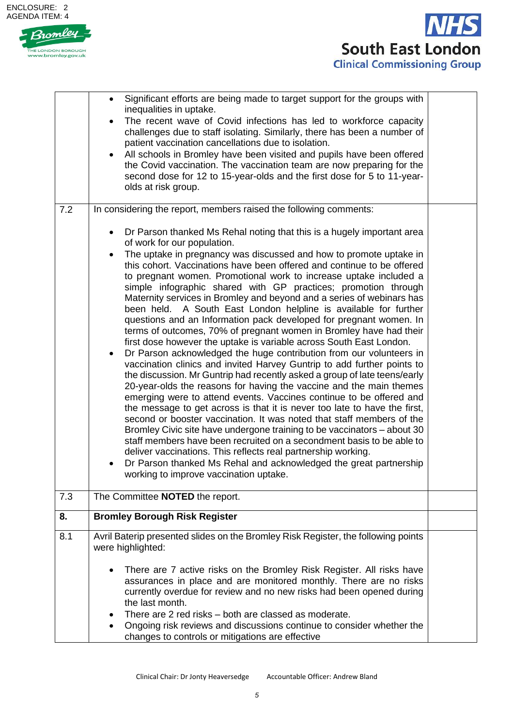ENCLOSURE: 2
AGENDA ITEM: 4

| | | |
|---|---|---|
| | • Significant efforts are being made to target support for the groups with inequalities in uptake.<br>• The recent wave of Covid infections has led to workforce capacity challenges due to staff isolating. Similarly, there has been a number of patient vaccination cancellations due to isolation.<br>• All schools in Bromley have been visited and pupils have been offered the Covid vaccination. The vaccination team are now preparing for the second dose for 12 to 15-year-olds and the first dose for 5 to 11-year-olds at risk group. | |
| 7.2 | In considering the report, members raised the following comments:<br><br>• Dr Parson thanked Ms Rehal noting that this is a hugely important area of work for our population.<br>• The uptake in pregnancy was discussed and how to promote uptake in this cohort. Vaccinations have been offered and continue to be offered to pregnant women. Promotional work to increase uptake included a simple infographic shared with GP practices; promotion through Maternity services in Bromley and beyond and a series of webinars has been held. A South East London helpline is available for further questions and an Information pack developed for pregnant women. In terms of outcomes, 70% of pregnant women in Bromley have had their first dose however the uptake is variable across South East London.<br>• Dr Parson acknowledged the huge contribution from our volunteers in vaccination clinics and invited Harvey Guntrip to add further points to the discussion. Mr Guntrip had recently asked a group of late teens/early 20-year-olds the reasons for having the vaccine and the main themes emerging were to attend events. Vaccines continue to be offered and the message to get across is that it is never too late to have the first, second or booster vaccination. It was noted that staff members of the Bromley Civic site have undergone training to be vaccinators – about 30 staff members have been recruited on a secondment basis to be able to deliver vaccinations. This reflects real partnership working.<br>• Dr Parson thanked Ms Rehal and acknowledged the great partnership working to improve vaccination uptake. | |
| 7.3 | The Committee **NOTED** the report. | |
| **8.** | **Bromley Borough Risk Register** | |
| 8.1 | Avril Baterip presented slides on the Bromley Risk Register, the following points were highlighted:<br><br>• There are 7 active risks on the Bromley Risk Register. All risks have assurances in place and are monitored monthly. There are no risks currently overdue for review and no new risks had been opened during the last month.<br>• There are 2 red risks – both are classed as moderate.<br>• Ongoing risk reviews and discussions continue to consider whether the changes to controls or mitigations are effective | |

Clinical Chair: Dr Jonty Heaversedge Accountable Officer: Andrew Bland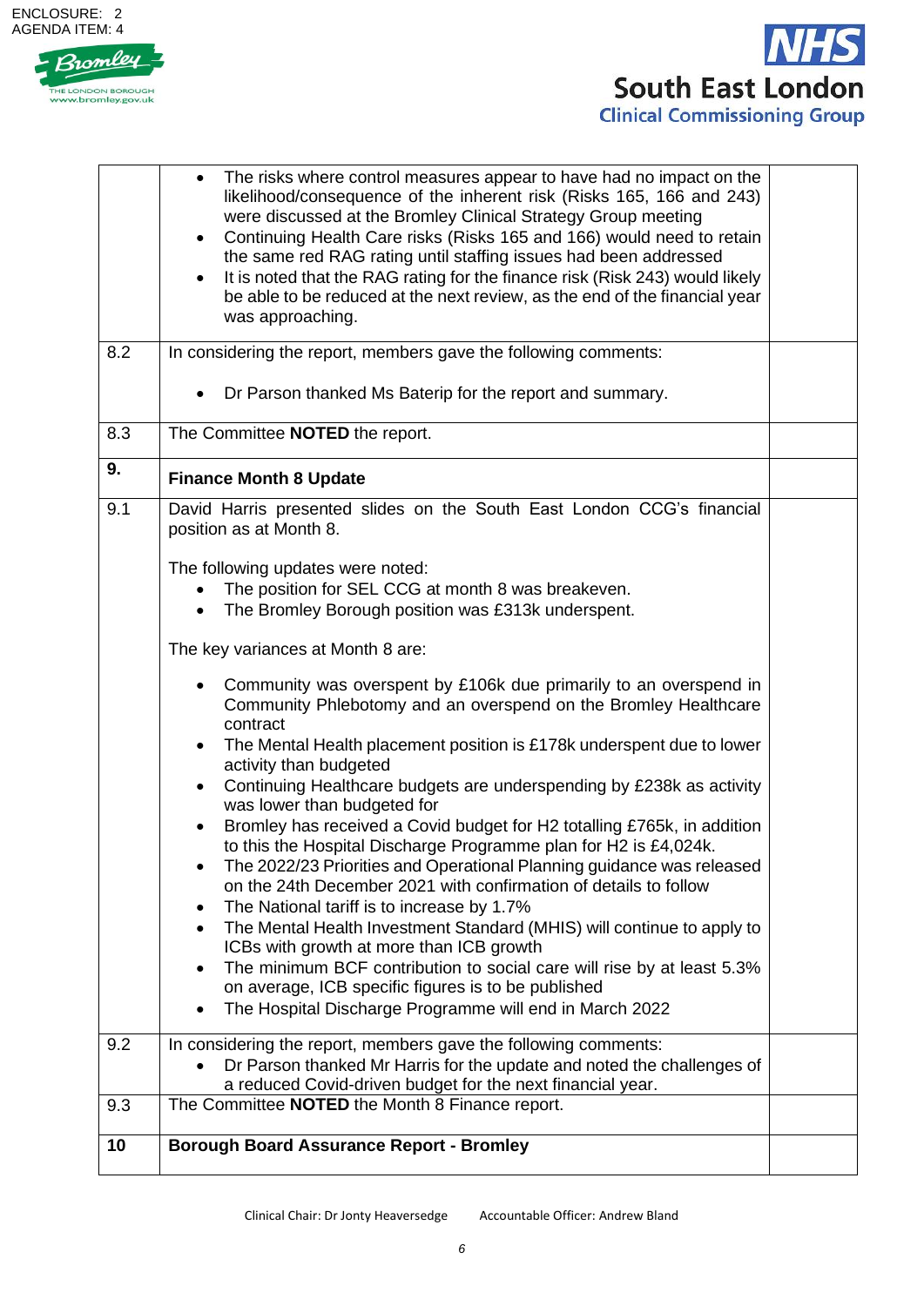ENCLOSURE: 2
AGENDA ITEM: 4

| | | |
|---|---|---|
| | • The risks where control measures appear to have had no impact on the likelihood/consequence of the inherent risk (Risks 165, 166 and 243) were discussed at the Bromley Clinical Strategy Group meeting<br>• Continuing Health Care risks (Risks 165 and 166) would need to retain the same red RAG rating until staffing issues had been addressed<br>• It is noted that the RAG rating for the finance risk (Risk 243) would likely be able to be reduced at the next review, as the end of the financial year was approaching. | |
| 8.2 | In considering the report, members gave the following comments:<br><br>• Dr Parson thanked Ms Baterip for the report and summary. | |
| 8.3 | The Committee **NOTED** the report. | |
| **9.** | **Finance Month 8 Update** | |
| 9.1 | David Harris presented slides on the South East London CCG's financial position as at Month 8.<br><br>The following updates were noted:<br>• The position for SEL CCG at month 8 was breakeven.<br>• The Bromley Borough position was £313k underspent.<br><br>The key variances at Month 8 are:<br><br>• Community was overspent by £106k due primarily to an overspend in Community Phlebotomy and an overspend on the Bromley Healthcare contract<br>• The Mental Health placement position is £178k underspent due to lower activity than budgeted<br>• Continuing Healthcare budgets are underspending by £238k as activity was lower than budgeted for<br>• Bromley has received a Covid budget for H2 totalling £765k, in addition to this the Hospital Discharge Programme plan for H2 is £4,024k.<br>• The 2022/23 Priorities and Operational Planning guidance was released on the 24th December 2021 with confirmation of details to follow<br>• The National tariff is to increase by 1.7%<br>• The Mental Health Investment Standard (MHIS) will continue to apply to ICBs with growth at more than ICB growth<br>• The minimum BCF contribution to social care will rise by at least 5.3% on average, ICB specific figures is to be published<br>• The Hospital Discharge Programme will end in March 2022 | |
| 9.2 | In considering the report, members gave the following comments:<br>• Dr Parson thanked Mr Harris for the update and noted the challenges of a reduced Covid-driven budget for the next financial year. | |
| 9.3 | The Committee **NOTED** the Month 8 Finance report. | |
| **10** | **Borough Board Assurance Report - Bromley** | |

Clinical Chair: Dr Jonty Heaversedge Accountable Officer: Andrew Bland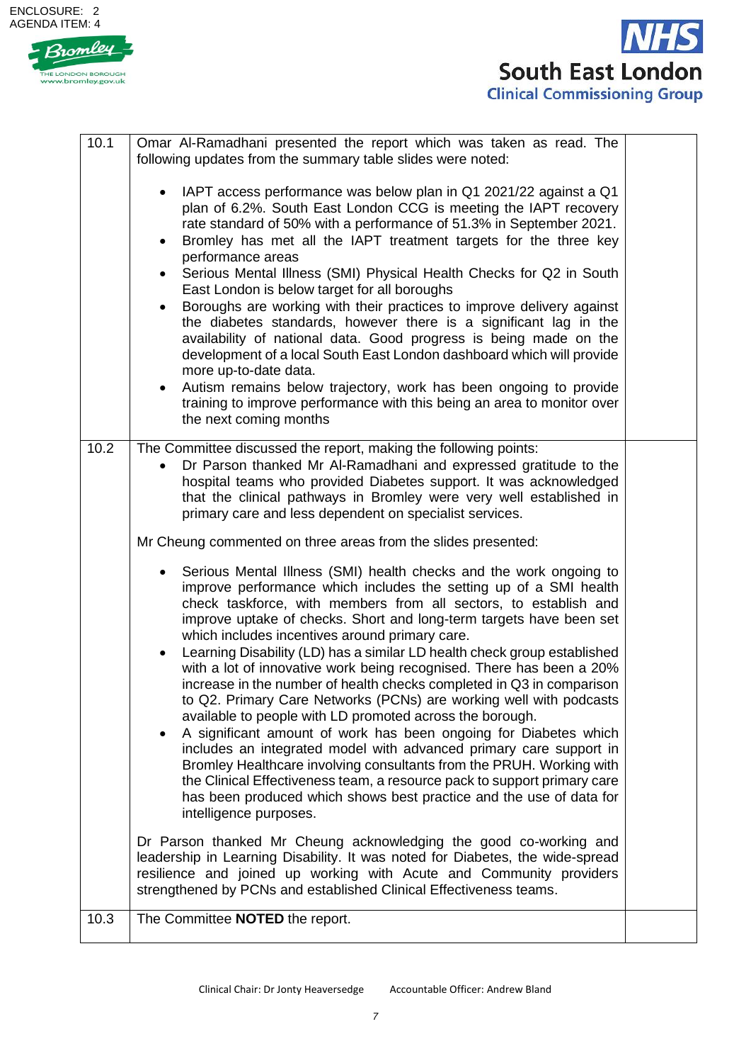ENCLOSURE: 2
AGENDA ITEM: 4

| | | |
|---|---|---|
| 10.1 | Omar Al-Ramadhani presented the report which was taken as read. The following updates from the summary table slides were noted:<br><br>• IAPT access performance was below plan in Q1 2021/22 against a Q1 plan of 6.2%. South East London CCG is meeting the IAPT recovery rate standard of 50% with a performance of 51.3% in September 2021.<br>• Bromley has met all the IAPT treatment targets for the three key performance areas<br>• Serious Mental Illness (SMI) Physical Health Checks for Q2 in South East London is below target for all boroughs<br>• Boroughs are working with their practices to improve delivery against the diabetes standards, however there is a significant lag in the availability of national data. Good progress is being made on the development of a local South East London dashboard which will provide more up-to-date data.<br>• Autism remains below trajectory, work has been ongoing to provide training to improve performance with this being an area to monitor over the next coming months | |
| 10.2 | The Committee discussed the report, making the following points:<br>• Dr Parson thanked Mr Al-Ramadhani and expressed gratitude to the hospital teams who provided Diabetes support. It was acknowledged that the clinical pathways in Bromley were very well established in primary care and less dependent on specialist services.<br><br>Mr Cheung commented on three areas from the slides presented:<br><br>• Serious Mental Illness (SMI) health checks and the work ongoing to improve performance which includes the setting up of a SMI health check taskforce, with members from all sectors, to establish and improve uptake of checks. Short and long-term targets have been set which includes incentives around primary care.<br>• Learning Disability (LD) has a similar LD health check group established with a lot of innovative work being recognised. There has been a 20% increase in the number of health checks completed in Q3 in comparison to Q2. Primary Care Networks (PCNs) are working well with podcasts available to people with LD promoted across the borough.<br>• A significant amount of work has been ongoing for Diabetes which includes an integrated model with advanced primary care support in Bromley Healthcare involving consultants from the PRUH. Working with the Clinical Effectiveness team, a resource pack to support primary care has been produced which shows best practice and the use of data for intelligence purposes.<br><br>Dr Parson thanked Mr Cheung acknowledging the good co-working and leadership in Learning Disability. It was noted for Diabetes, the wide-spread resilience and joined up working with Acute and Community providers strengthened by PCNs and established Clinical Effectiveness teams. | |
| 10.3 | The Committee **NOTED** the report. | |

Clinical Chair: Dr Jonty Heaversedge  Accountable Officer: Andrew Bland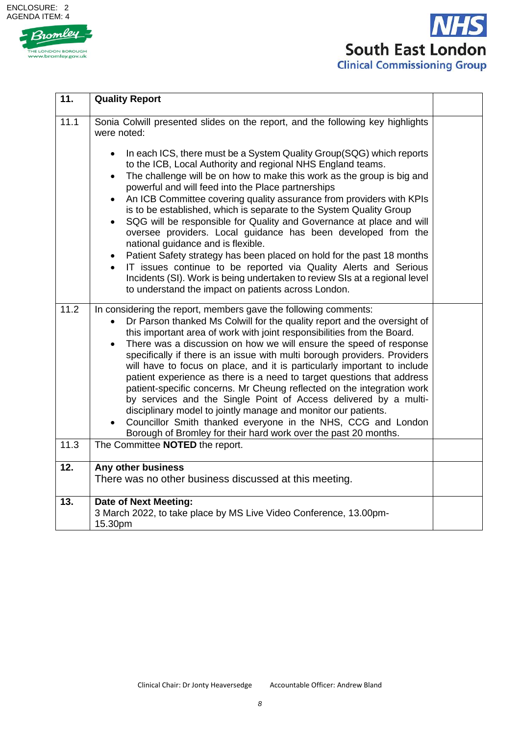ENCLOSURE: 2
AGENDA ITEM: 4

| | | |
|---|---|---|
| **11.** | **Quality Report** | |
| 11.1 | Sonia Colwill presented slides on the report, and the following key highlights were noted:<br>• In each ICS, there must be a System Quality Group(SQG) which reports to the ICB, Local Authority and regional NHS England teams.<br>• The challenge will be on how to make this work as the group is big and powerful and will feed into the Place partnerships<br>• An ICB Committee covering quality assurance from providers with KPIs is to be established, which is separate to the System Quality Group<br>• SQG will be responsible for Quality and Governance at place and will oversee providers. Local guidance has been developed from the national guidance and is flexible.<br>• Patient Safety strategy has been placed on hold for the past 18 months<br>• IT issues continue to be reported via Quality Alerts and Serious Incidents (SI). Work is being undertaken to review SIs at a regional level to understand the impact on patients across London. | |
| 11.2 | In considering the report, members gave the following comments:<br>• Dr Parson thanked Ms Colwill for the quality report and the oversight of this important area of work with joint responsibilities from the Board.<br>• There was a discussion on how we will ensure the speed of response specifically if there is an issue with multi borough providers. Providers will have to focus on place, and it is particularly important to include patient experience as there is a need to target questions that address patient-specific concerns. Mr Cheung reflected on the integration work by services and the Single Point of Access delivered by a multi-disciplinary model to jointly manage and monitor our patients.<br>• Councillor Smith thanked everyone in the NHS, CCG and London Borough of Bromley for their hard work over the past 20 months. | |
| 11.3 | The Committee **NOTED** the report. | |
| **12.** | **Any other business**<br>There was no other business discussed at this meeting. | |
| **13.** | **Date of Next Meeting:**<br>3 March 2022, to take place by MS Live Video Conference, 13.00pm-15.30pm | |

Clinical Chair: Dr Jonty Heaversedge     Accountable Officer: Andrew Bland